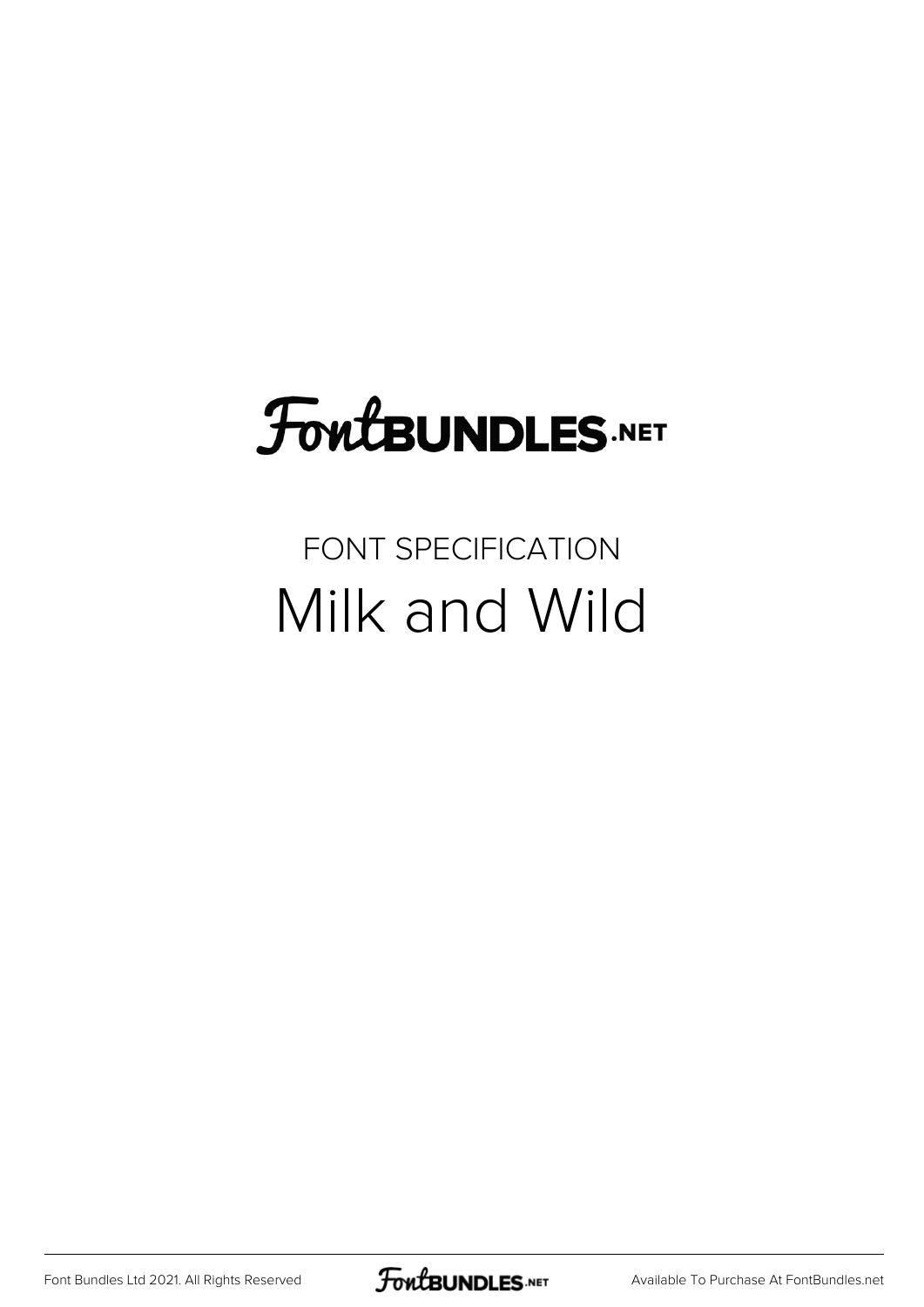FontBUNDLES.NET

FONT SPECIFICATION

# Milk and Wild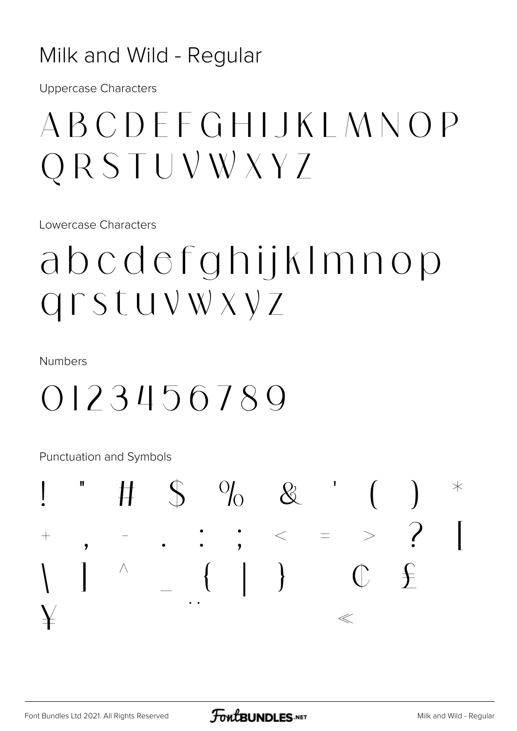# Milk and Wild - Regular

Uppercase Characters

ABCDEFGHIJKLMNOP
QRSTUVWXYZ

Lowercase Characters

abcdefghijklmnop
qrstuvwxyz

Numbers

0123456789

Punctuation and Symbols

! " # $ % & ' ( ) *
+ , - . : ; < = > ? [
\ ] ^ _ { | } ¢ £
¥ ¨ «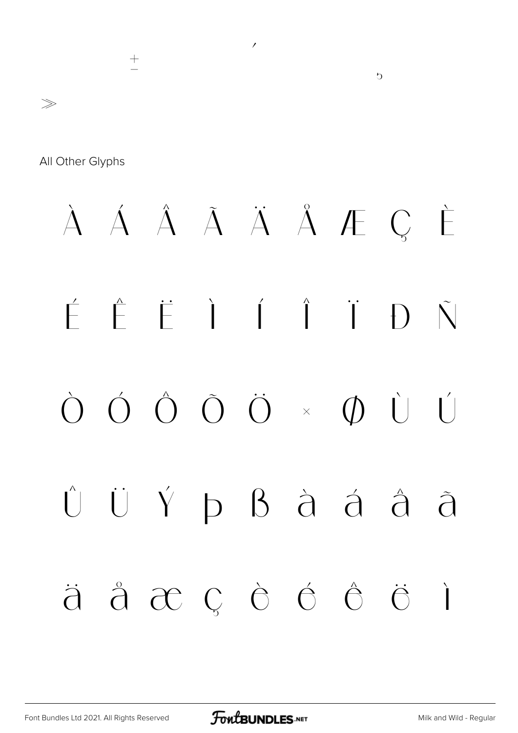´ ± ¸ »

All Other Glyphs

À Á Â Ã Ä Å Æ Ç È

É Ê Ë Ì Í Î Ï Ð Ñ

Ò Ó Ô Õ Ö × Ø Ù Ú

Û Ü Ý Þ ß à á â ã

ä å æ ç è é ê ë ì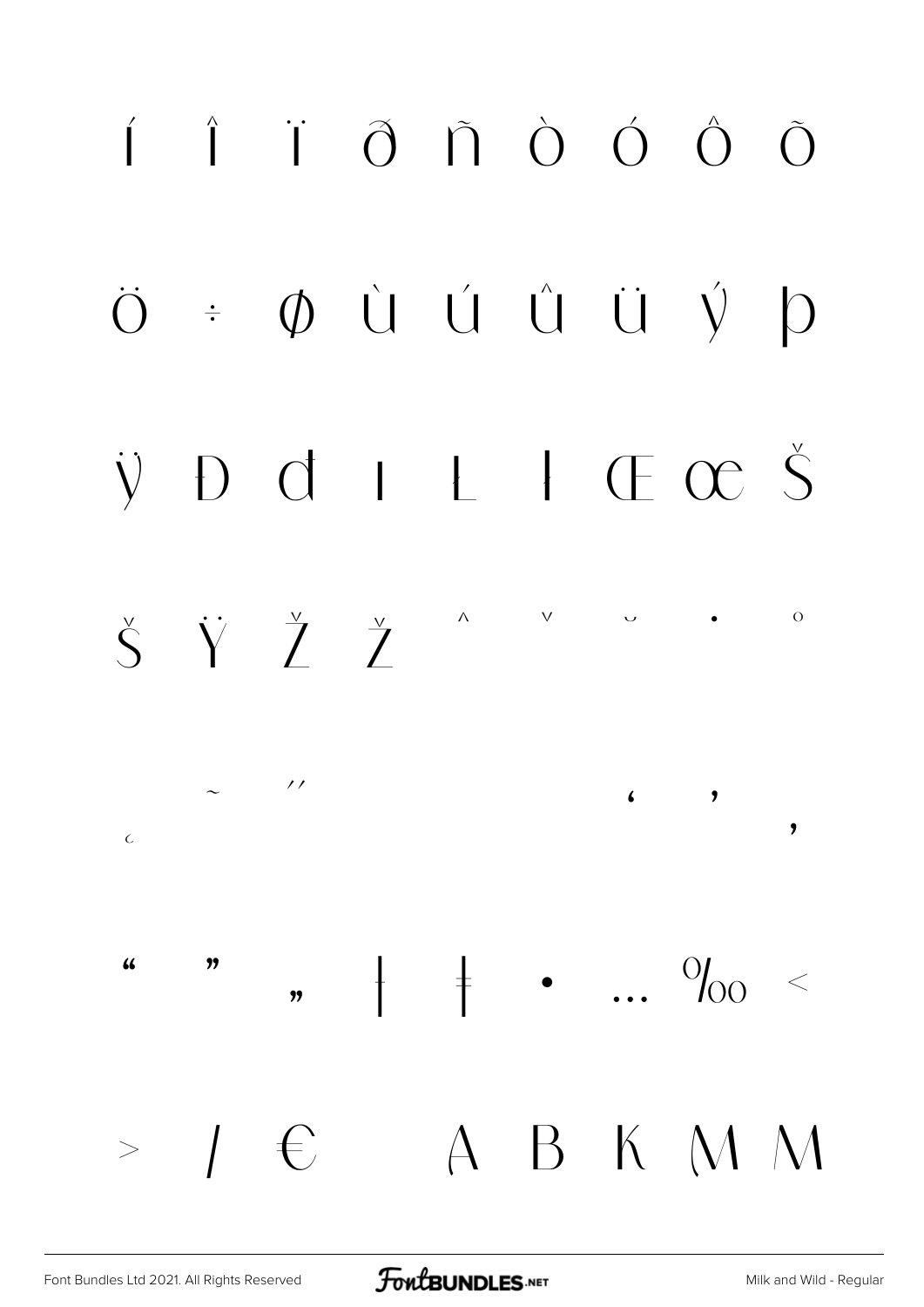Í Î Ï Ð Ñ Ò Ó Ô Õ

Ö ÷ ø Ù Ú Û Ü Ý þ

ÿ Đ đ ı Ł ł Œ œ Š

š Ÿ Ž ž ˆ ˇ ˘ ˙ ˚

˛ ˜ ˝ ‘ ’ ‚

“ ” „ † ‡ • … ‰ ‹

› ⁄ € A B K M M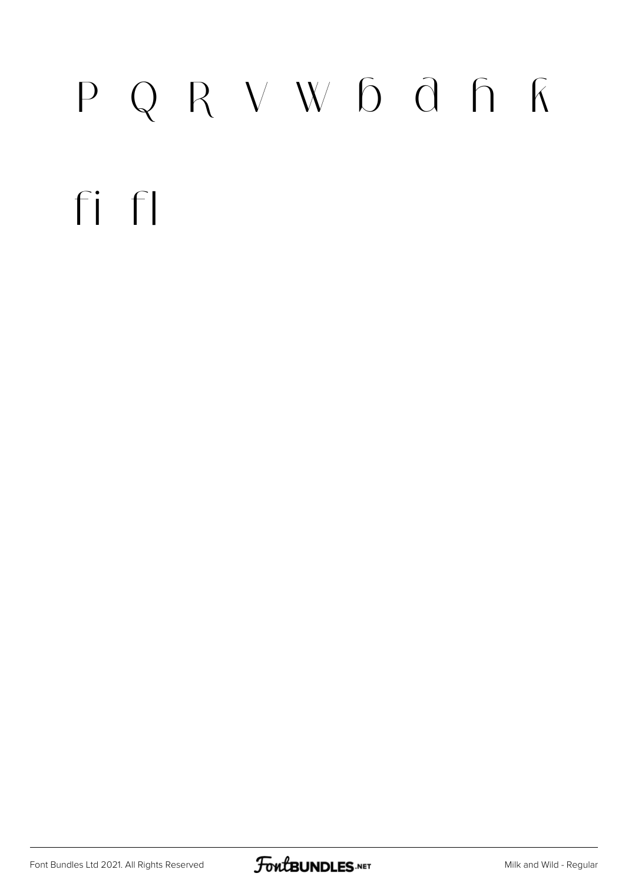P Q R V W b a h k

fi fl